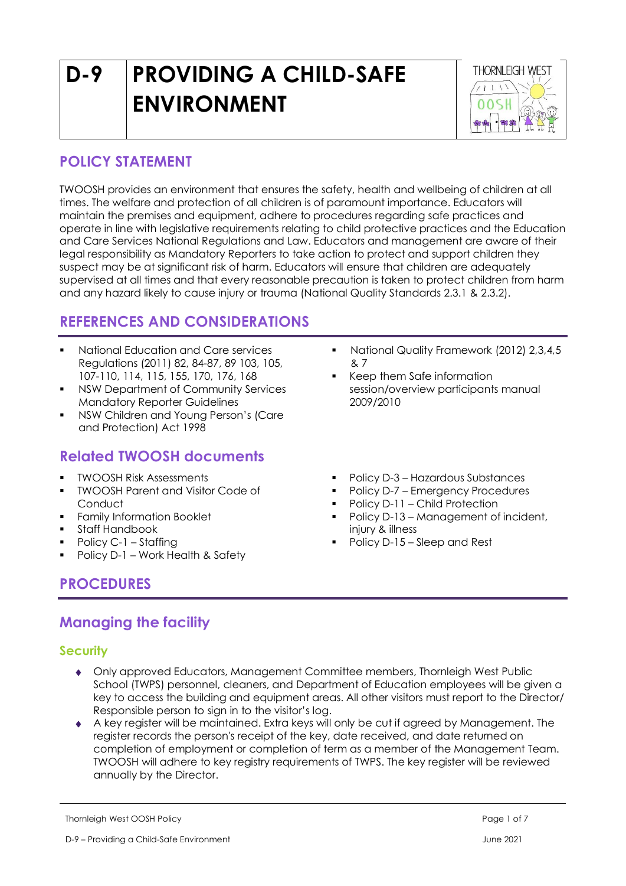# D-9 PROVIDING A CHILD-SAFE ENVIRONMENT

## POLICY STATEMENT

TWOOSH provides an environment that ensures the safety, health and wellbeing of children at all times. The welfare and protection of all children is of paramount importance. Educators will maintain the premises and equipment, adhere to procedures regarding safe practices and operate in line with legislative requirements relating to child protective practices and the Education and Care Services National Regulations and Law. Educators and management are aware of their legal responsibility as Mandatory Reporters to take action to protect and support children they suspect may be at significant risk of harm. Educators will ensure that children are adequately supervised at all times and that every reasonable precaution is taken to protect children from harm and any hazard likely to cause injury or trauma (National Quality Standards 2.3.1 & 2.3.2).

## REFERENCES AND CONSIDERATIONS

- National Education and Care services Regulations (2011) 82, 84-87, 89 103, 105, 107-110, 114, 115, 155, 170, 176, 168
- NSW Department of Community Services Mandatory Reporter Guidelines
- NSW Children and Young Person's (Care and Protection) Act 1998
- National Quality Framework (2012) 2,3,4,5 & 7
- Keep them Safe information session/overview participants manual 2009/2010

## Related TWOOSH documents

- TWOOSH Risk Assessments
- TWOOSH Parent and Visitor Code of Conduct
- Family Information Booklet
- Staff Handbook
- Policy C-1 – Staffing
- Policy D-1 – Work Health & Safety
- Policy D-3 – Hazardous Substances
- Policy D-7 – Emergency Procedures
- Policy D-11 – Child Protection
- Policy D-13 – Management of incident, injury & illness
- Policy D-15 – Sleep and Rest

## PROCEDURES

## Managing the facility

### Security

- Only approved Educators, Management Committee members, Thornleigh West Public School (TWPS) personnel, cleaners, and Department of Education employees will be given a key to access the building and equipment areas. All other visitors must report to the Director/ Responsible person to sign in to the visitor's log.
- A key register will be maintained. Extra keys will only be cut if agreed by Management. The register records the person's receipt of the key, date received, and date returned on completion of employment or completion of term as a member of the Management Team. TWOOSH will adhere to key registry requirements of TWPS. The key register will be reviewed annually by the Director.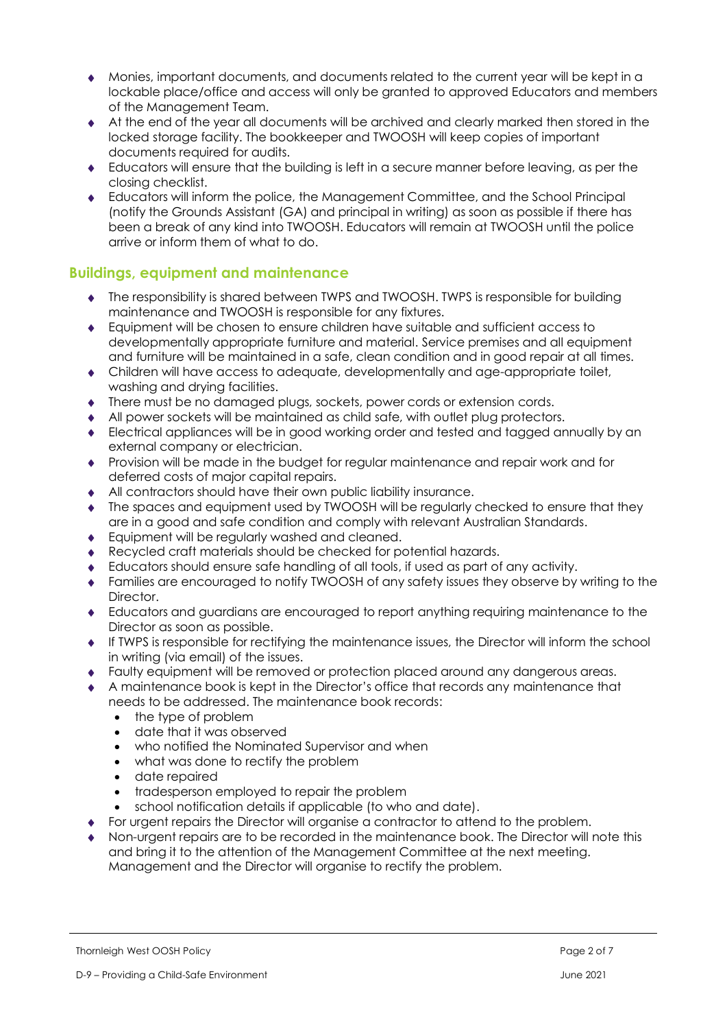- Monies, important documents, and documents related to the current year will be kept in a lockable place/office and access will only be granted to approved Educators and members of the Management Team.
- At the end of the year all documents will be archived and clearly marked then stored in the locked storage facility. The bookkeeper and TWOOSH will keep copies of important documents required for audits.
- Educators will ensure that the building is left in a secure manner before leaving, as per the closing checklist.
- Educators will inform the police, the Management Committee, and the School Principal (notify the Grounds Assistant (GA) and principal in writing) as soon as possible if there has been a break of any kind into TWOOSH. Educators will remain at TWOOSH until the police arrive or inform them of what to do.

## Buildings, equipment and maintenance

- The responsibility is shared between TWPS and TWOOSH. TWPS is responsible for building maintenance and TWOOSH is responsible for any fixtures.
- Equipment will be chosen to ensure children have suitable and sufficient access to developmentally appropriate furniture and material. Service premises and all equipment and furniture will be maintained in a safe, clean condition and in good repair at all times.
- Children will have access to adequate, developmentally and age-appropriate toilet, washing and drying facilities.
- There must be no damaged plugs, sockets, power cords or extension cords.
- All power sockets will be maintained as child safe, with outlet plug protectors.
- Electrical appliances will be in good working order and tested and tagged annually by an external company or electrician.
- Provision will be made in the budget for regular maintenance and repair work and for deferred costs of major capital repairs.
- All contractors should have their own public liability insurance.
- The spaces and equipment used by TWOOSH will be regularly checked to ensure that they are in a good and safe condition and comply with relevant Australian Standards.
- Equipment will be regularly washed and cleaned.
- Recycled craft materials should be checked for potential hazards.
- Educators should ensure safe handling of all tools, if used as part of any activity.
- Families are encouraged to notify TWOOSH of any safety issues they observe by writing to the Director.
- Educators and guardians are encouraged to report anything requiring maintenance to the Director as soon as possible.
- If TWPS is responsible for rectifying the maintenance issues, the Director will inform the school in writing (via email) of the issues.
- Faulty equipment will be removed or protection placed around any dangerous areas.
- A maintenance book is kept in the Director's office that records any maintenance that needs to be addressed. The maintenance book records:
  - the type of problem
  - date that it was observed
  - who notified the Nominated Supervisor and when
  - what was done to rectify the problem
  - date repaired
  - tradesperson employed to repair the problem
  - school notification details if applicable (to who and date).
- For urgent repairs the Director will organise a contractor to attend to the problem.
- Non-urgent repairs are to be recorded in the maintenance book. The Director will note this and bring it to the attention of the Management Committee at the next meeting. Management and the Director will organise to rectify the problem.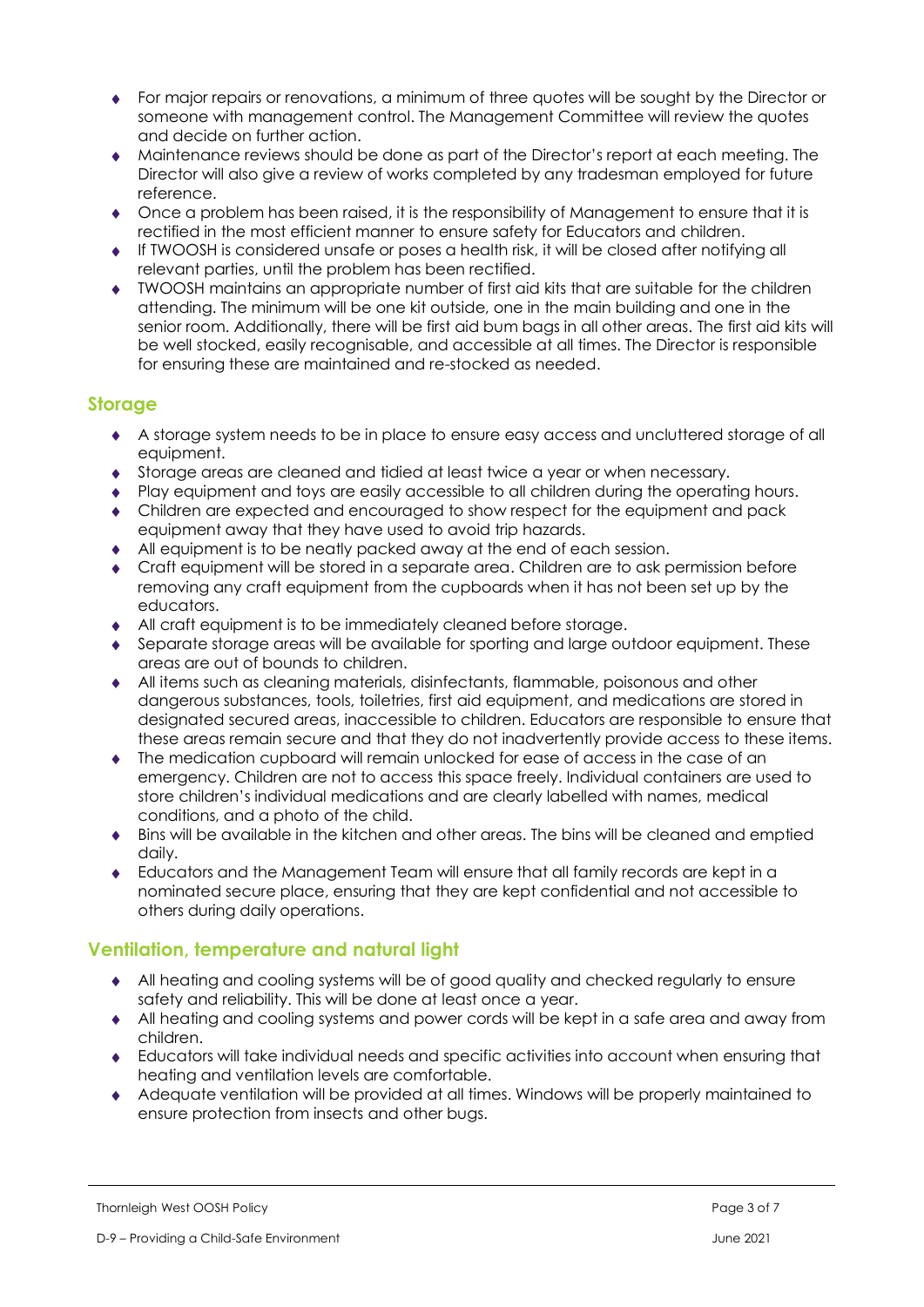- For major repairs or renovations, a minimum of three quotes will be sought by the Director or someone with management control. The Management Committee will review the quotes and decide on further action.
- Maintenance reviews should be done as part of the Director's report at each meeting. The Director will also give a review of works completed by any tradesman employed for future reference.
- Once a problem has been raised, it is the responsibility of Management to ensure that it is rectified in the most efficient manner to ensure safety for Educators and children.
- If TWOOSH is considered unsafe or poses a health risk, it will be closed after notifying all relevant parties, until the problem has been rectified.
- TWOOSH maintains an appropriate number of first aid kits that are suitable for the children attending. The minimum will be one kit outside, one in the main building and one in the senior room. Additionally, there will be first aid bum bags in all other areas. The first aid kits will be well stocked, easily recognisable, and accessible at all times. The Director is responsible for ensuring these are maintained and re-stocked as needed.

## Storage

- A storage system needs to be in place to ensure easy access and uncluttered storage of all equipment.
- Storage areas are cleaned and tidied at least twice a year or when necessary.
- Play equipment and toys are easily accessible to all children during the operating hours.
- Children are expected and encouraged to show respect for the equipment and pack equipment away that they have used to avoid trip hazards.
- All equipment is to be neatly packed away at the end of each session.
- Craft equipment will be stored in a separate area. Children are to ask permission before removing any craft equipment from the cupboards when it has not been set up by the educators.
- All craft equipment is to be immediately cleaned before storage.
- Separate storage areas will be available for sporting and large outdoor equipment. These areas are out of bounds to children.
- All items such as cleaning materials, disinfectants, flammable, poisonous and other dangerous substances, tools, toiletries, first aid equipment, and medications are stored in designated secured areas, inaccessible to children. Educators are responsible to ensure that these areas remain secure and that they do not inadvertently provide access to these items.
- The medication cupboard will remain unlocked for ease of access in the case of an emergency. Children are not to access this space freely. Individual containers are used to store children's individual medications and are clearly labelled with names, medical conditions, and a photo of the child.
- Bins will be available in the kitchen and other areas. The bins will be cleaned and emptied daily.
- Educators and the Management Team will ensure that all family records are kept in a nominated secure place, ensuring that they are kept confidential and not accessible to others during daily operations.

## Ventilation, temperature and natural light

- All heating and cooling systems will be of good quality and checked regularly to ensure safety and reliability. This will be done at least once a year.
- All heating and cooling systems and power cords will be kept in a safe area and away from children.
- Educators will take individual needs and specific activities into account when ensuring that heating and ventilation levels are comfortable.
- Adequate ventilation will be provided at all times. Windows will be properly maintained to ensure protection from insects and other bugs.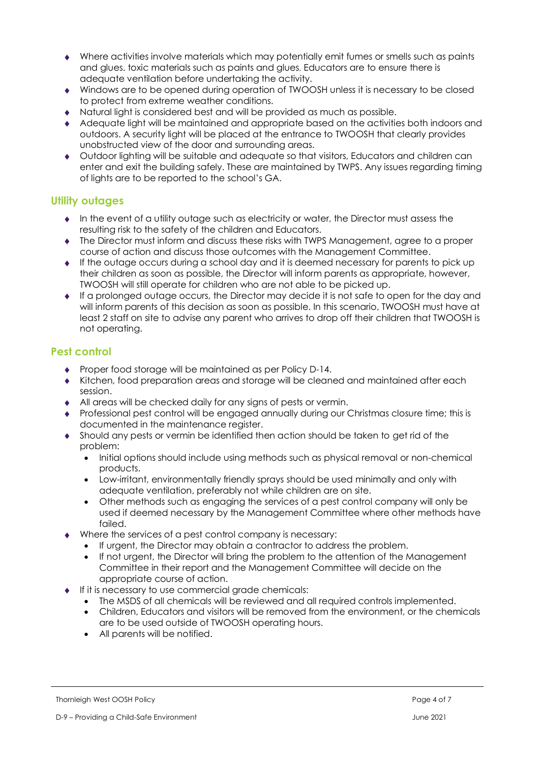- Where activities involve materials which may potentially emit fumes or smells such as paints and glues. toxic materials such as paints and glues, Educators are to ensure there is adequate ventilation before undertaking the activity.
- Windows are to be opened during operation of TWOOSH unless it is necessary to be closed to protect from extreme weather conditions.
- Natural light is considered best and will be provided as much as possible.
- Adequate light will be maintained and appropriate based on the activities both indoors and outdoors. A security light will be placed at the entrance to TWOOSH that clearly provides unobstructed view of the door and surrounding areas.
- Outdoor lighting will be suitable and adequate so that visitors, Educators and children can enter and exit the building safely. These are maintained by TWPS. Any issues regarding timing of lights are to be reported to the school's GA.

## Utility outages

- In the event of a utility outage such as electricity or water, the Director must assess the resulting risk to the safety of the children and Educators.
- The Director must inform and discuss these risks with TWPS Management, agree to a proper course of action and discuss those outcomes with the Management Committee.
- If the outage occurs during a school day and it is deemed necessary for parents to pick up their children as soon as possible, the Director will inform parents as appropriate, however, TWOOSH will still operate for children who are not able to be picked up.
- If a prolonged outage occurs, the Director may decide it is not safe to open for the day and will inform parents of this decision as soon as possible. In this scenario, TWOOSH must have at least 2 staff on site to advise any parent who arrives to drop off their children that TWOOSH is not operating.

## Pest control

- Proper food storage will be maintained as per Policy D-14.
- Kitchen, food preparation areas and storage will be cleaned and maintained after each session.
- All areas will be checked daily for any signs of pests or vermin.
- Professional pest control will be engaged annually during our Christmas closure time; this is documented in the maintenance register.
- Should any pests or vermin be identified then action should be taken to get rid of the problem:
  - Initial options should include using methods such as physical removal or non-chemical products.
  - Low-irritant, environmentally friendly sprays should be used minimally and only with adequate ventilation, preferably not while children are on site.
  - Other methods such as engaging the services of a pest control company will only be used if deemed necessary by the Management Committee where other methods have failed.
- Where the services of a pest control company is necessary:
  - If urgent, the Director may obtain a contractor to address the problem.
  - If not urgent, the Director will bring the problem to the attention of the Management Committee in their report and the Management Committee will decide on the appropriate course of action.
- If it is necessary to use commercial grade chemicals:
  - The MSDS of all chemicals will be reviewed and all required controls implemented.
  - Children, Educators and visitors will be removed from the environment, or the chemicals are to be used outside of TWOOSH operating hours.
  - All parents will be notified.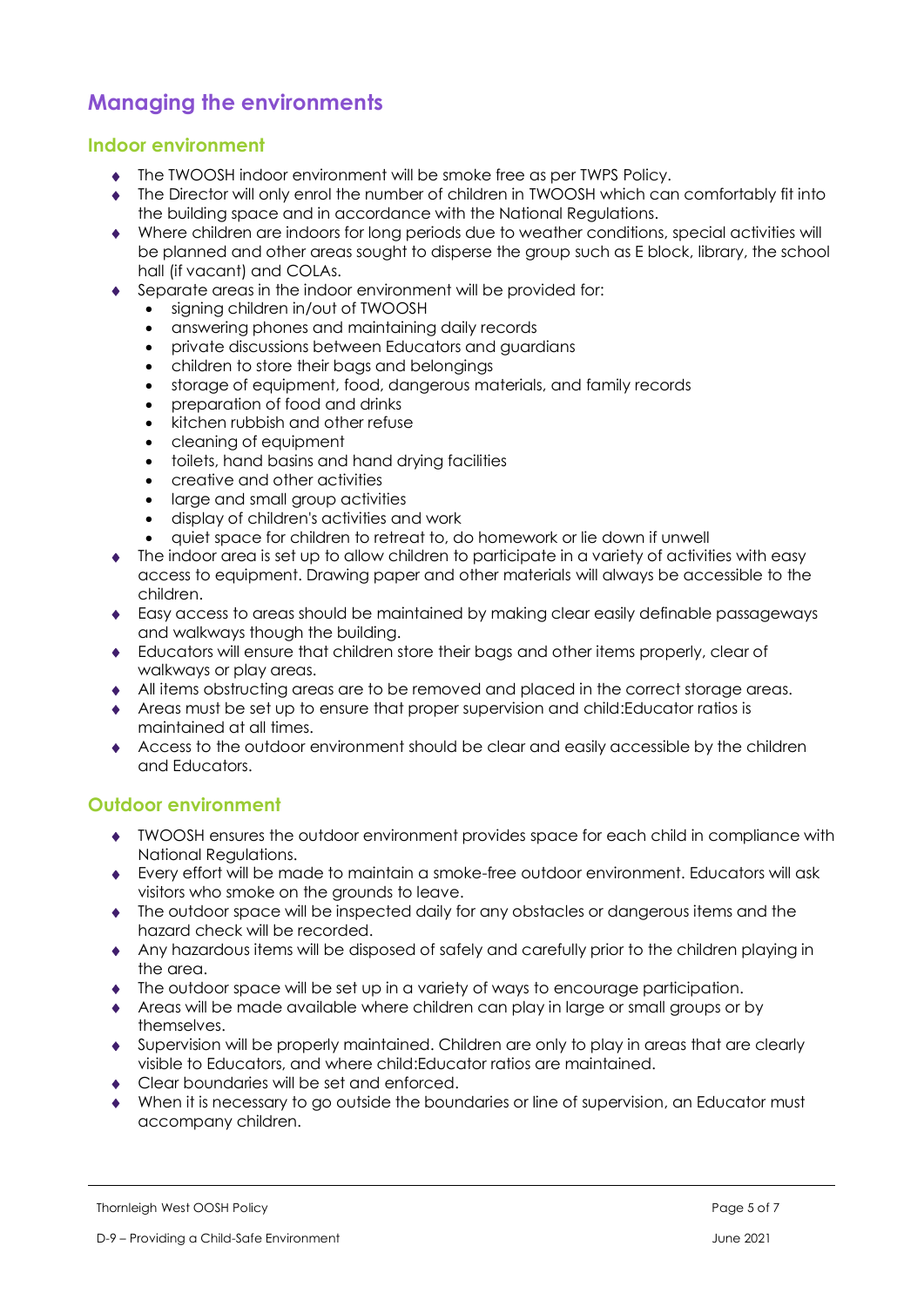## Managing the environments

### Indoor environment

- The TWOOSH indoor environment will be smoke free as per TWPS Policy.
- The Director will only enrol the number of children in TWOOSH which can comfortably fit into the building space and in accordance with the National Regulations.
- Where children are indoors for long periods due to weather conditions, special activities will be planned and other areas sought to disperse the group such as E block, library, the school hall (if vacant) and COLAs.
- Separate areas in the indoor environment will be provided for:
  - signing children in/out of TWOOSH
  - answering phones and maintaining daily records
  - private discussions between Educators and guardians
  - children to store their bags and belongings
  - storage of equipment, food, dangerous materials, and family records
  - preparation of food and drinks
  - kitchen rubbish and other refuse
  - cleaning of equipment
  - toilets, hand basins and hand drying facilities
  - creative and other activities
  - large and small group activities
  - display of children's activities and work
  - quiet space for children to retreat to, do homework or lie down if unwell
- The indoor area is set up to allow children to participate in a variety of activities with easy access to equipment. Drawing paper and other materials will always be accessible to the children.
- Easy access to areas should be maintained by making clear easily definable passageways and walkways though the building.
- Educators will ensure that children store their bags and other items properly, clear of walkways or play areas.
- All items obstructing areas are to be removed and placed in the correct storage areas.
- Areas must be set up to ensure that proper supervision and child:Educator ratios is maintained at all times.
- Access to the outdoor environment should be clear and easily accessible by the children and Educators.

### Outdoor environment

- TWOOSH ensures the outdoor environment provides space for each child in compliance with National Regulations.
- Every effort will be made to maintain a smoke-free outdoor environment. Educators will ask visitors who smoke on the grounds to leave.
- The outdoor space will be inspected daily for any obstacles or dangerous items and the hazard check will be recorded.
- Any hazardous items will be disposed of safely and carefully prior to the children playing in the area.
- The outdoor space will be set up in a variety of ways to encourage participation.
- Areas will be made available where children can play in large or small groups or by themselves.
- Supervision will be properly maintained. Children are only to play in areas that are clearly visible to Educators, and where child:Educator ratios are maintained.
- Clear boundaries will be set and enforced.
- When it is necessary to go outside the boundaries or line of supervision, an Educator must accompany children.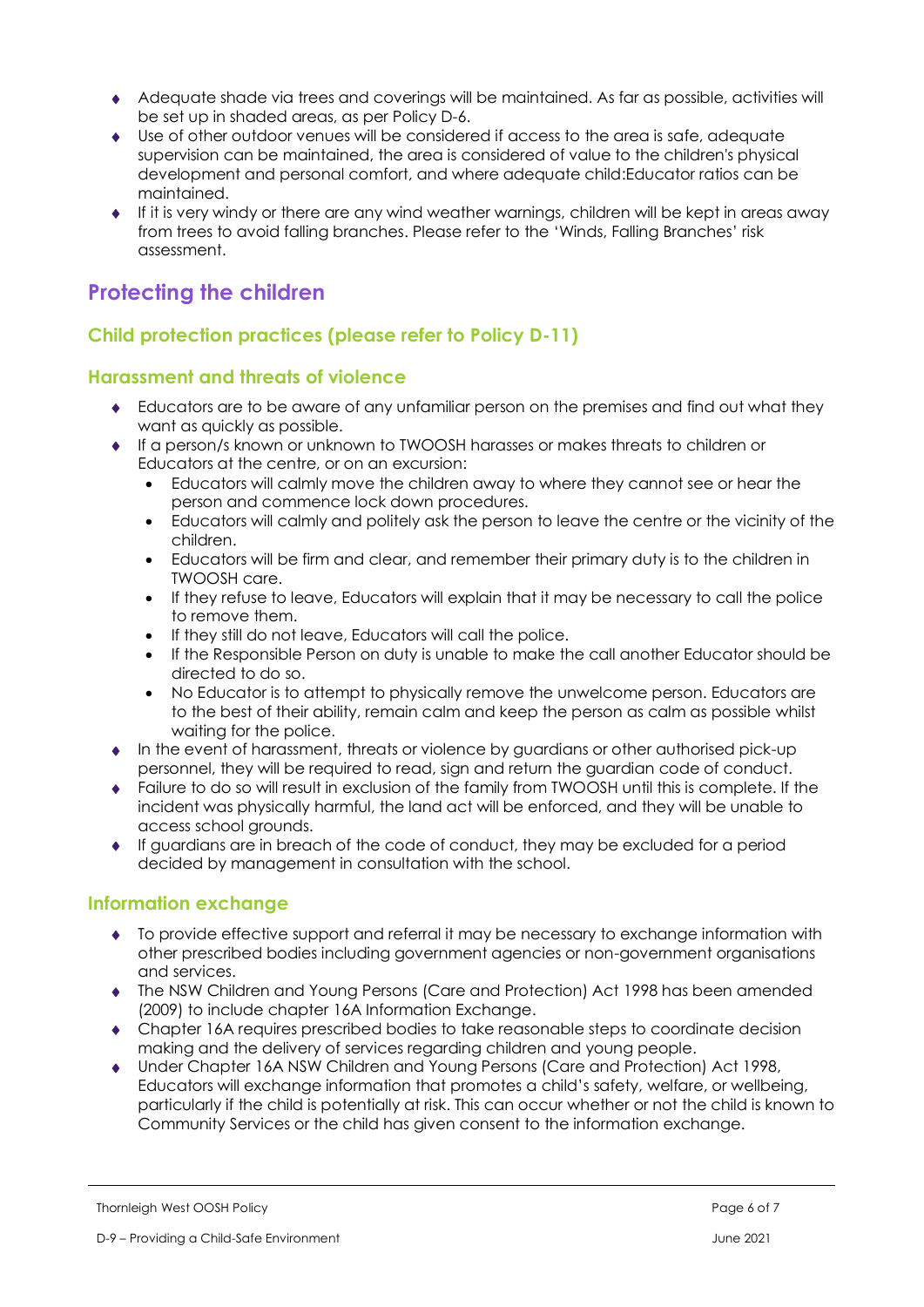- Adequate shade via trees and coverings will be maintained. As far as possible, activities will be set up in shaded areas, as per Policy D-6.
- Use of other outdoor venues will be considered if access to the area is safe, adequate supervision can be maintained, the area is considered of value to the children's physical development and personal comfort, and where adequate child:Educator ratios can be maintained.
- If it is very windy or there are any wind weather warnings, children will be kept in areas away from trees to avoid falling branches. Please refer to the 'Winds, Falling Branches' risk assessment.

## Protecting the children

### Child protection practices (please refer to Policy D-11)

### Harassment and threats of violence

- Educators are to be aware of any unfamiliar person on the premises and find out what they want as quickly as possible.
- If a person/s known or unknown to TWOOSH harasses or makes threats to children or Educators at the centre, or on an excursion:
  - Educators will calmly move the children away to where they cannot see or hear the person and commence lock down procedures.
  - Educators will calmly and politely ask the person to leave the centre or the vicinity of the children.
  - Educators will be firm and clear, and remember their primary duty is to the children in TWOOSH care.
  - If they refuse to leave, Educators will explain that it may be necessary to call the police to remove them.
  - If they still do not leave, Educators will call the police.
  - If the Responsible Person on duty is unable to make the call another Educator should be directed to do so.
  - No Educator is to attempt to physically remove the unwelcome person. Educators are to the best of their ability, remain calm and keep the person as calm as possible whilst waiting for the police.
- In the event of harassment, threats or violence by guardians or other authorised pick-up personnel, they will be required to read, sign and return the guardian code of conduct.
- Failure to do so will result in exclusion of the family from TWOOSH until this is complete. If the incident was physically harmful, the land act will be enforced, and they will be unable to access school grounds.
- If guardians are in breach of the code of conduct, they may be excluded for a period decided by management in consultation with the school.

### Information exchange

- To provide effective support and referral it may be necessary to exchange information with other prescribed bodies including government agencies or non-government organisations and services.
- The NSW Children and Young Persons (Care and Protection) Act 1998 has been amended (2009) to include chapter 16A Information Exchange.
- Chapter 16A requires prescribed bodies to take reasonable steps to coordinate decision making and the delivery of services regarding children and young people.
- Under Chapter 16A NSW Children and Young Persons (Care and Protection) Act 1998, Educators will exchange information that promotes a child's safety, welfare, or wellbeing, particularly if the child is potentially at risk. This can occur whether or not the child is known to Community Services or the child has given consent to the information exchange.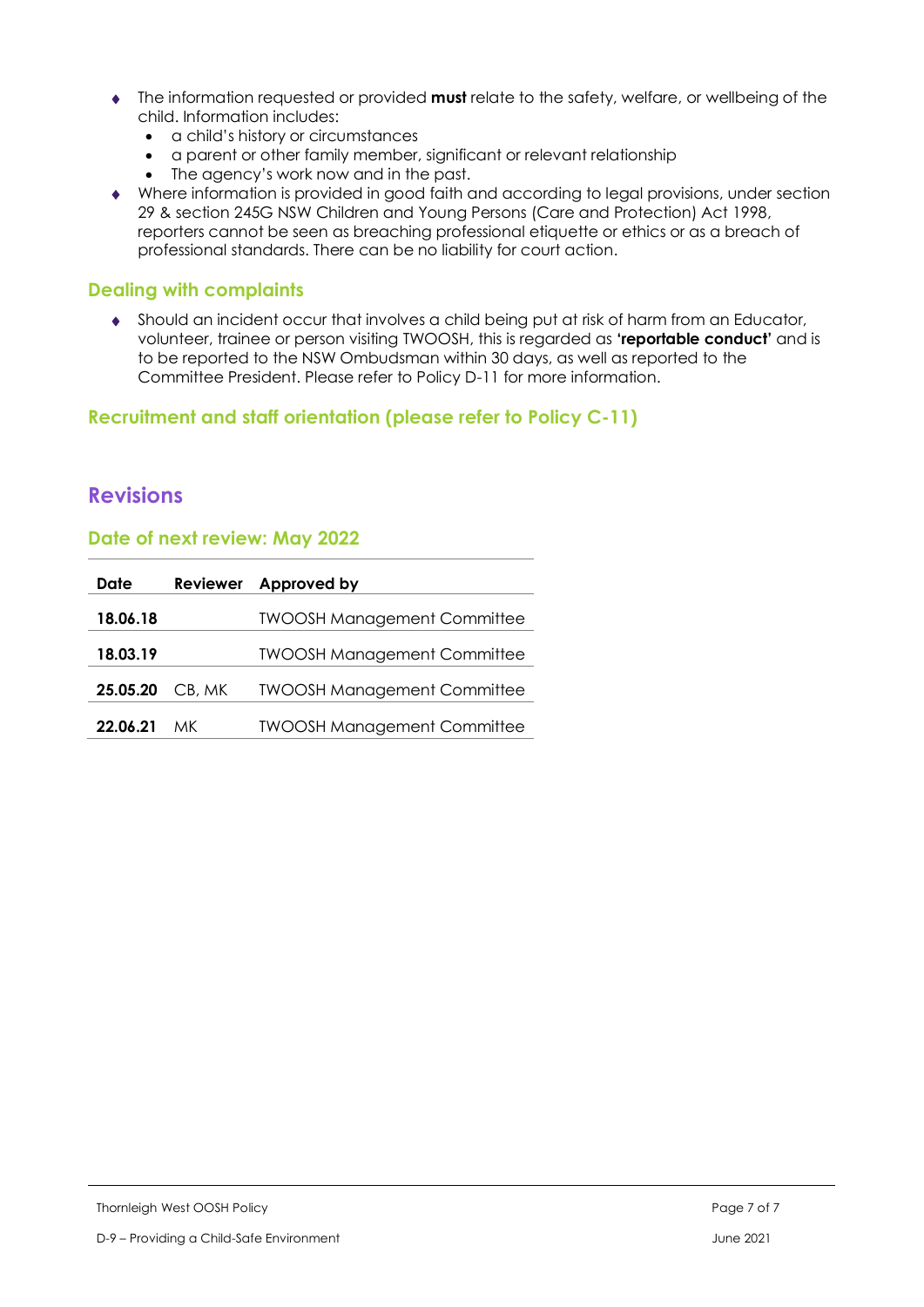- The information requested or provided **must** relate to the safety, welfare, or wellbeing of the child. Information includes:
  - a child's history or circumstances
  - a parent or other family member, significant or relevant relationship
  - The agency's work now and in the past.
- Where information is provided in good faith and according to legal provisions, under section 29 & section 245G NSW Children and Young Persons (Care and Protection) Act 1998, reporters cannot be seen as breaching professional etiquette or ethics or as a breach of professional standards. There can be no liability for court action.

### Dealing with complaints

- Should an incident occur that involves a child being put at risk of harm from an Educator, volunteer, trainee or person visiting TWOOSH, this is regarded as **'reportable conduct'** and is to be reported to the NSW Ombudsman within 30 days, as well as reported to the Committee President. Please refer to Policy D-11 for more information.

### Recruitment and staff orientation (please refer to Policy C-11)

## Revisions

### Date of next review: May 2022

| Date | Reviewer | Approved by |
|---|---|---|
| **18.06.18** | | TWOOSH Management Committee |
| **18.03.19** | | TWOOSH Management Committee |
| **25.05.20** | CB, MK | TWOOSH Management Committee |
| **22.06.21** | MK | TWOOSH Management Committee |